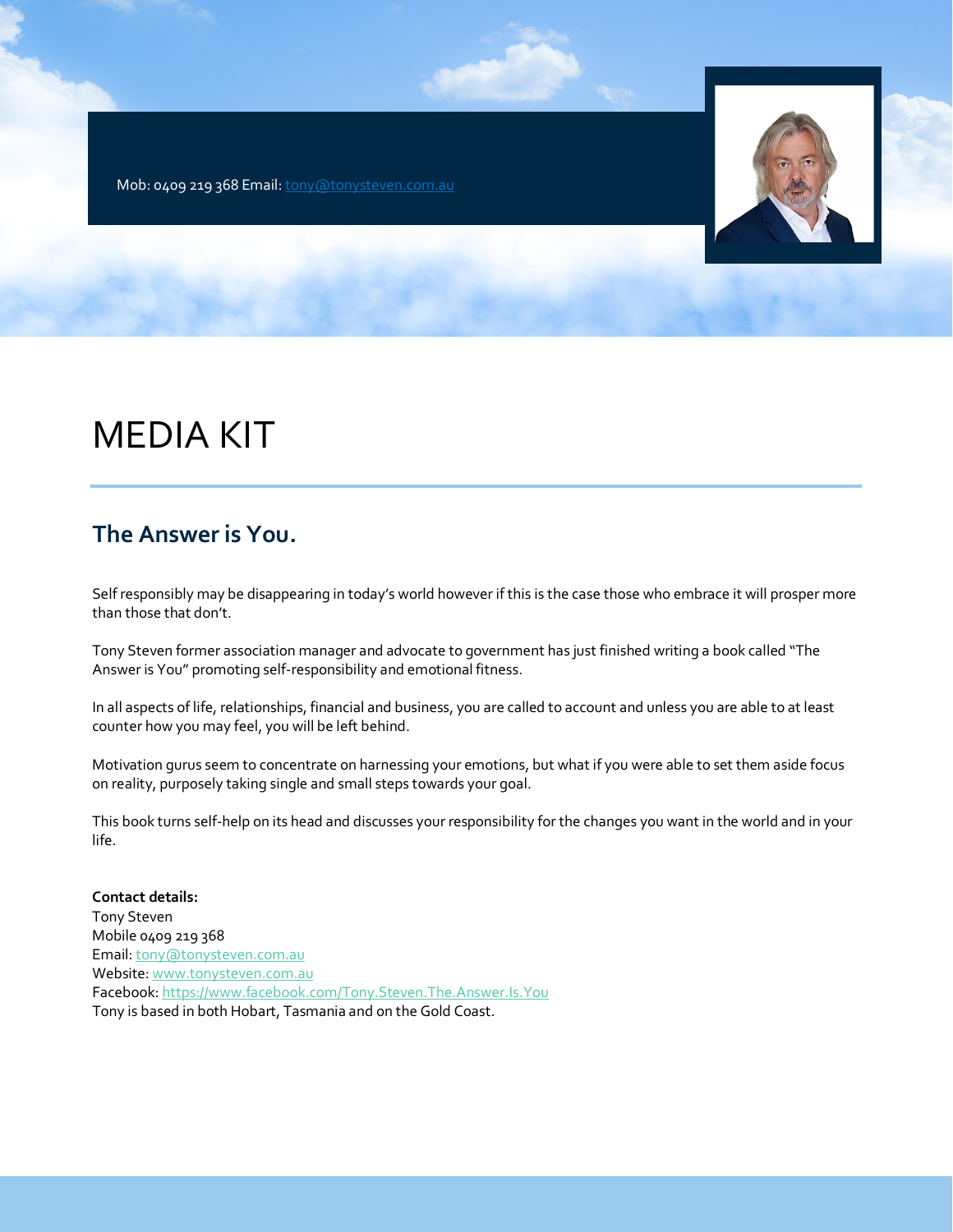Mob: 0409 219 368 Email: tony@tonysteven.com.au

# MEDIA KIT

## The Answer is You.

Self responsibly may be disappearing in today's world however if this is the case those who embrace it will prosper more than those that don't.

Tony Steven former association manager and advocate to government has just finished writing a book called "The Answer is You" promoting self-responsibility and emotional fitness.

In all aspects of life, relationships, financial and business, you are called to account and unless you are able to at least counter how you may feel, you will be left behind.

Motivation gurus seem to concentrate on harnessing your emotions, but what if you were able to set them aside focus on reality, purposely taking single and small steps towards your goal.

This book turns self-help on its head and discusses your responsibility for the changes you want in the world and in your life.

**Contact details:**
Tony Steven
Mobile 0409 219 368
Email: tony@tonysteven.com.au
Website: www.tonysteven.com.au
Facebook: https://www.facebook.com/Tony.Steven.The.Answer.Is.You
Tony is based in both Hobart, Tasmania and on the Gold Coast.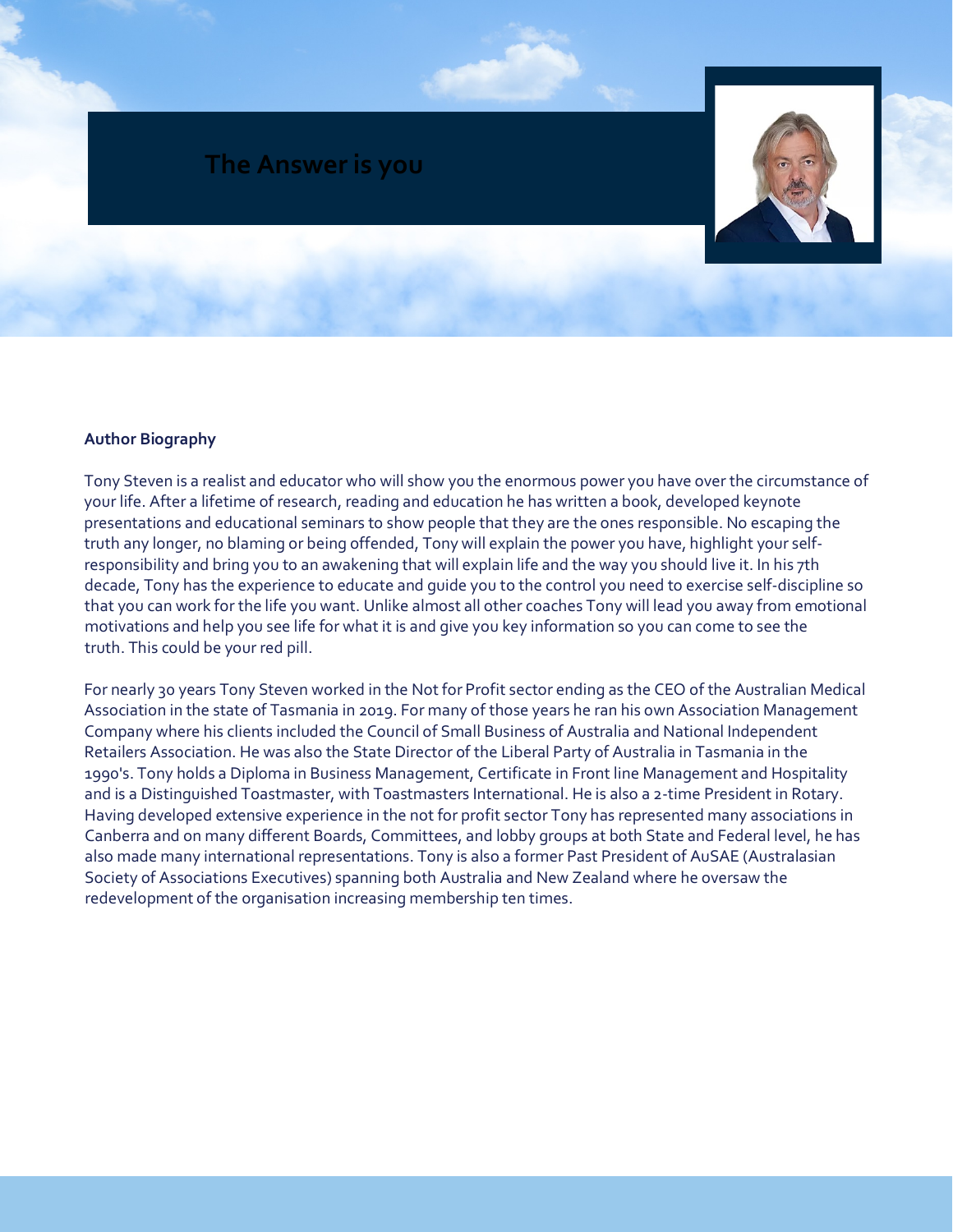# The Answer is you

**Author Biography**

Tony Steven is a realist and educator who will show you the enormous power you have over the circumstance of your life. After a lifetime of research, reading and education he has written a book, developed keynote presentations and educational seminars to show people that they are the ones responsible. No escaping the truth any longer, no blaming or being offended, Tony will explain the power you have, highlight your self-responsibility and bring you to an awakening that will explain life and the way you should live it. In his 7th decade, Tony has the experience to educate and guide you to the control you need to exercise self-discipline so that you can work for the life you want. Unlike almost all other coaches Tony will lead you away from emotional motivations and help you see life for what it is and give you key information so you can come to see the truth. This could be your red pill.

For nearly 30 years Tony Steven worked in the Not for Profit sector ending as the CEO of the Australian Medical Association in the state of Tasmania in 2019. For many of those years he ran his own Association Management Company where his clients included the Council of Small Business of Australia and National Independent Retailers Association. He was also the State Director of the Liberal Party of Australia in Tasmania in the 1990's. Tony holds a Diploma in Business Management, Certificate in Front line Management and Hospitality and is a Distinguished Toastmaster, with Toastmasters International. He is also a 2-time President in Rotary. Having developed extensive experience in the not for profit sector Tony has represented many associations in Canberra and on many different Boards, Committees, and lobby groups at both State and Federal level, he has also made many international representations. Tony is also a former Past President of AuSAE (Australasian Society of Associations Executives) spanning both Australia and New Zealand where he oversaw the redevelopment of the organisation increasing membership ten times.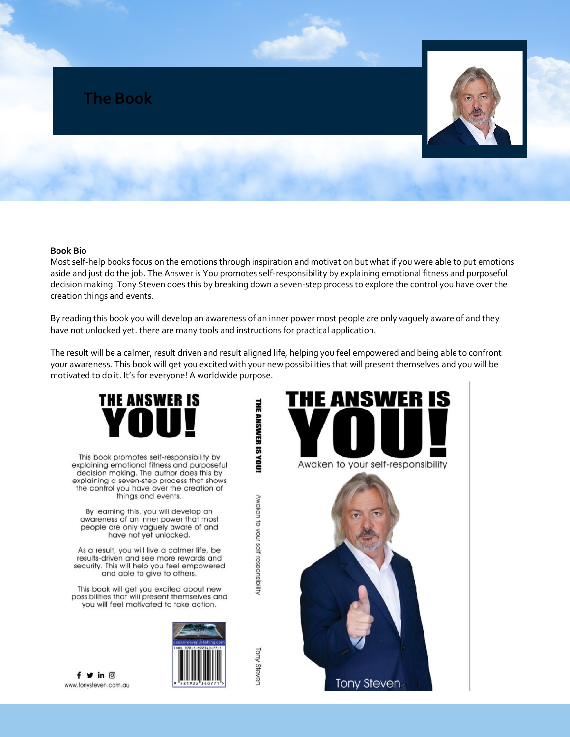# The Book

**Book Bio**

Most self-help books focus on the emotions through inspiration and motivation but what if you were able to put emotions aside and just do the job. The Answer is You promotes self-responsibility by explaining emotional fitness and purposeful decision making. Tony Steven does this by breaking down a seven-step process to explore the control you have over the creation things and events.

By reading this book you will develop an awareness of an inner power most people are only vaguely aware of and they have not unlocked yet. there are many tools and instructions for practical application.

The result will be a calmer, result driven and result aligned life, helping you feel empowered and being able to confront your awareness. This book will get you excited with your new possibilities that will present themselves and you will be motivated to do it. It's for everyone! A worldwide purpose.

**THE ANSWER IS YOU!**

This book promotes self-responsibility by explaining emotional fitness and purposeful decision making. The author does this by explaining a seven-step process that shows the control you have over the creation of things and events.

By learning this, you will develop an awareness of an inner power that most people are only vaguely aware of and have not yet unlocked.

As a result, you will live a calmer life, be results-driven and see more rewards and security. This will help you feel empowered and able to give to others.

This book will get you excited about new possibilities that will present themselves and you will feel motivated to take action.

www.tonysteven.com.au

oceanreevepublishing.com

ISBN 978-1-922340-77-1

THE ANSWER IS YOU! Awaken to your self-responsibility Tony Steven

**THE ANSWER IS YOU!**

Awaken to your self-responsibility

Tony Steven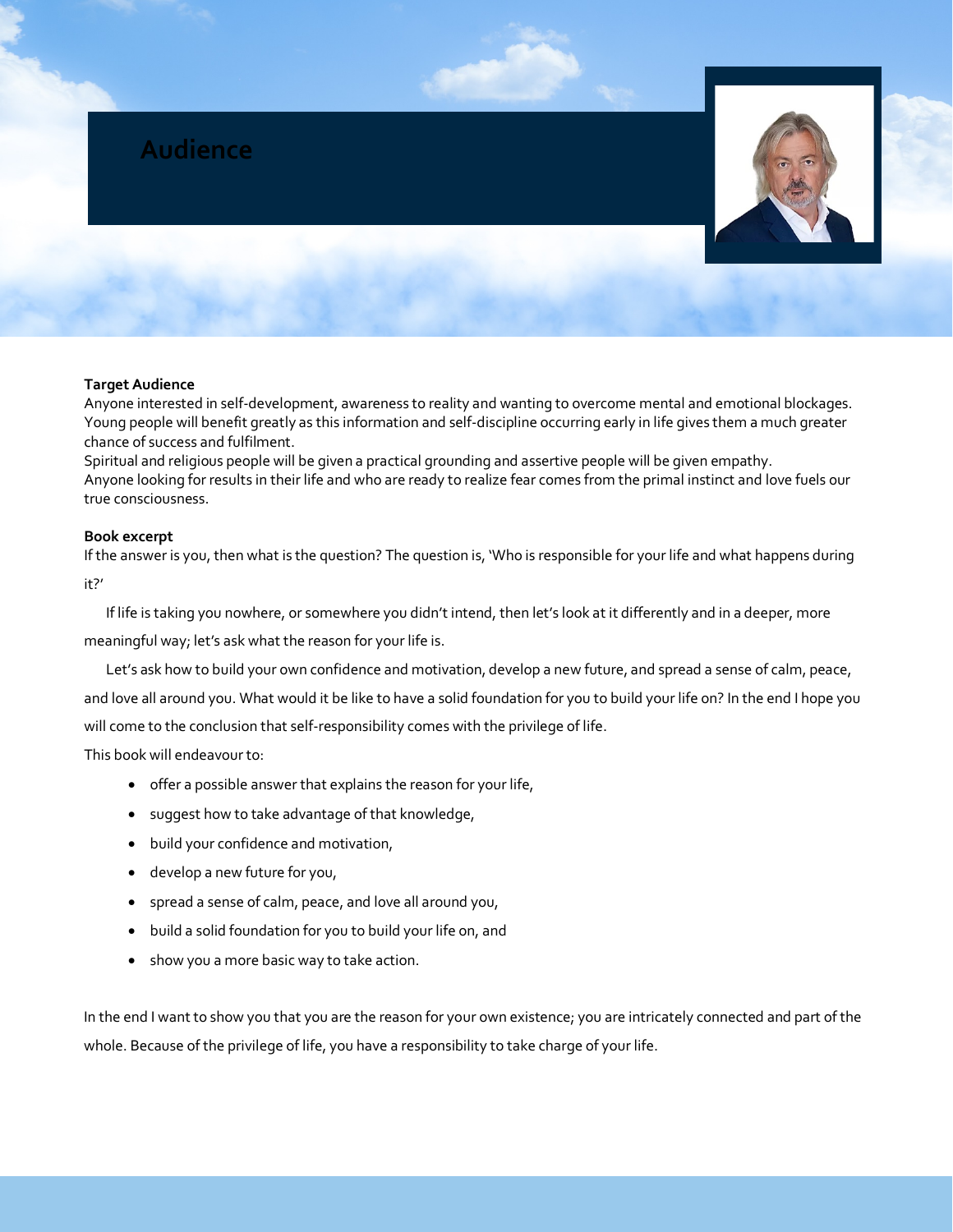# Audience

**Target Audience**

Anyone interested in self-development, awareness to reality and wanting to overcome mental and emotional blockages. Young people will benefit greatly as this information and self-discipline occurring early in life gives them a much greater chance of success and fulfilment.

Spiritual and religious people will be given a practical grounding and assertive people will be given empathy.

Anyone looking for results in their life and who are ready to realize fear comes from the primal instinct and love fuels our true consciousness.

**Book excerpt**

If the answer is you, then what is the question? The question is, 'Who is responsible for your life and what happens during it?'

If life is taking you nowhere, or somewhere you didn't intend, then let's look at it differently and in a deeper, more meaningful way; let's ask what the reason for your life is.

Let's ask how to build your own confidence and motivation, develop a new future, and spread a sense of calm, peace, and love all around you. What would it be like to have a solid foundation for you to build your life on? In the end I hope you will come to the conclusion that self-responsibility comes with the privilege of life.

This book will endeavour to:

- offer a possible answer that explains the reason for your life,
- suggest how to take advantage of that knowledge,
- build your confidence and motivation,
- develop a new future for you,
- spread a sense of calm, peace, and love all around you,
- build a solid foundation for you to build your life on, and
- show you a more basic way to take action.

In the end I want to show you that you are the reason for your own existence; you are intricately connected and part of the whole. Because of the privilege of life, you have a responsibility to take charge of your life.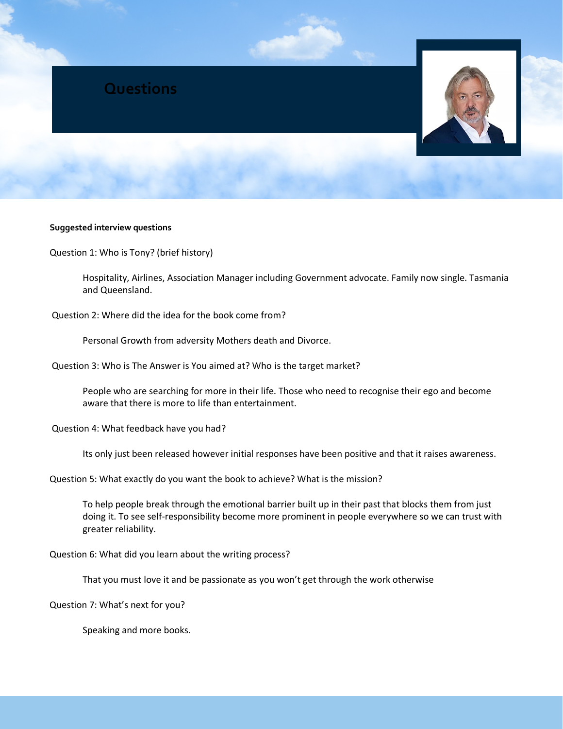# Questions

**Suggested interview questions**

Question 1: Who is Tony? (brief history)

> Hospitality, Airlines, Association Manager including Government advocate. Family now single. Tasmania and Queensland.

Question 2: Where did the idea for the book come from?

> Personal Growth from adversity Mothers death and Divorce.

Question 3: Who is The Answer is You aimed at? Who is the target market?

> People who are searching for more in their life. Those who need to recognise their ego and become aware that there is more to life than entertainment.

Question 4: What feedback have you had?

> Its only just been released however initial responses have been positive and that it raises awareness.

Question 5: What exactly do you want the book to achieve? What is the mission?

> To help people break through the emotional barrier built up in their past that blocks them from just doing it. To see self-responsibility become more prominent in people everywhere so we can trust with greater reliability.

Question 6: What did you learn about the writing process?

> That you must love it and be passionate as you won't get through the work otherwise

Question 7: What's next for you?

> Speaking and more books.